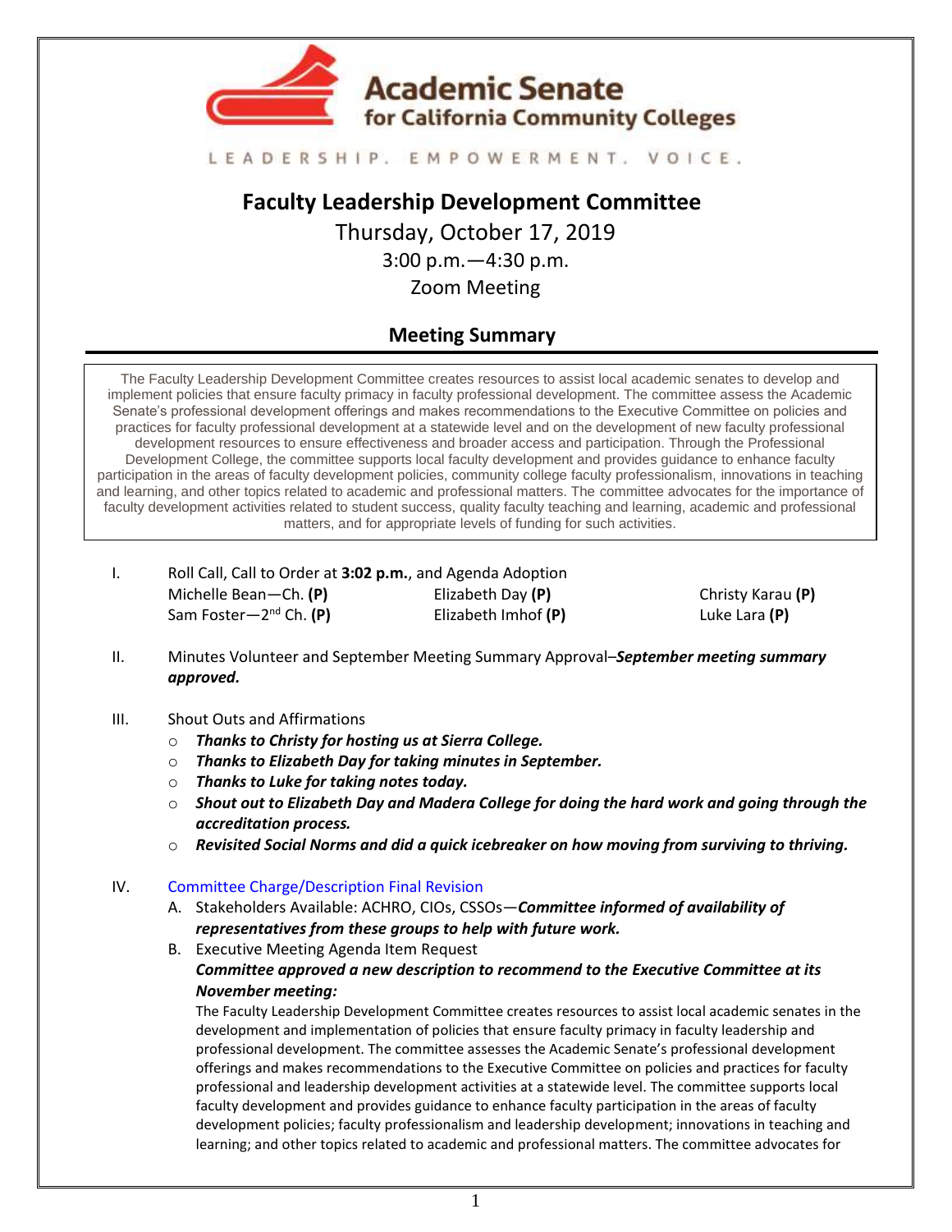Academic Senate for California Community Colleges

LEADERSHIP. EMPOWERMENT. VOICE.

# Faculty Leadership Development Committee

Thursday, October 17, 2019

3:00 p.m.—4:30 p.m.

Zoom Meeting

## Meeting Summary

The Faculty Leadership Development Committee creates resources to assist local academic senates to develop and implement policies that ensure faculty primacy in faculty professional development. The committee assess the Academic Senate's professional development offerings and makes recommendations to the Executive Committee on policies and practices for faculty professional development at a statewide level and on the development of new faculty professional development resources to ensure effectiveness and broader access and participation. Through the Professional Development College, the committee supports local faculty development and provides guidance to enhance faculty participation in the areas of faculty development policies, community college faculty professionalism, innovations in teaching and learning, and other topics related to academic and professional matters. The committee advocates for the importance of faculty development activities related to student success, quality faculty teaching and learning, academic and professional matters, and for appropriate levels of funding for such activities.

I. Roll Call, Call to Order at **3:02 p.m.**, and Agenda Adoption

| | | |
|---|---|---|
| Michelle Bean—Ch. **(P)** | Elizabeth Day **(P)** | Christy Karau **(P)** |
| Sam Foster—2nd Ch. **(P)** | Elizabeth Imhof **(P)** | Luke Lara **(P)** |

II. Minutes Volunteer and September Meeting Summary Approval–***September meeting summary approved.***

III. Shout Outs and Affirmations
- ***Thanks to Christy for hosting us at Sierra College.***
- ***Thanks to Elizabeth Day for taking minutes in September.***
- ***Thanks to Luke for taking notes today.***
- ***Shout out to Elizabeth Day and Madera College for doing the hard work and going through the accreditation process.***
- ***Revisited Social Norms and did a quick icebreaker on how moving from surviving to thriving.***

IV. Committee Charge/Description Final Revision

A. Stakeholders Available: ACHRO, CIOs, CSSOs—***Committee informed of availability of representatives from these groups to help with future work.***

B. Executive Meeting Agenda Item Request

***Committee approved a new description to recommend to the Executive Committee at its November meeting:***

The Faculty Leadership Development Committee creates resources to assist local academic senates in the development and implementation of policies that ensure faculty primacy in faculty leadership and professional development. The committee assesses the Academic Senate's professional development offerings and makes recommendations to the Executive Committee on policies and practices for faculty professional and leadership development activities at a statewide level. The committee supports local faculty development and provides guidance to enhance faculty participation in the areas of faculty development policies; faculty professionalism and leadership development; innovations in teaching and learning; and other topics related to academic and professional matters. The committee advocates for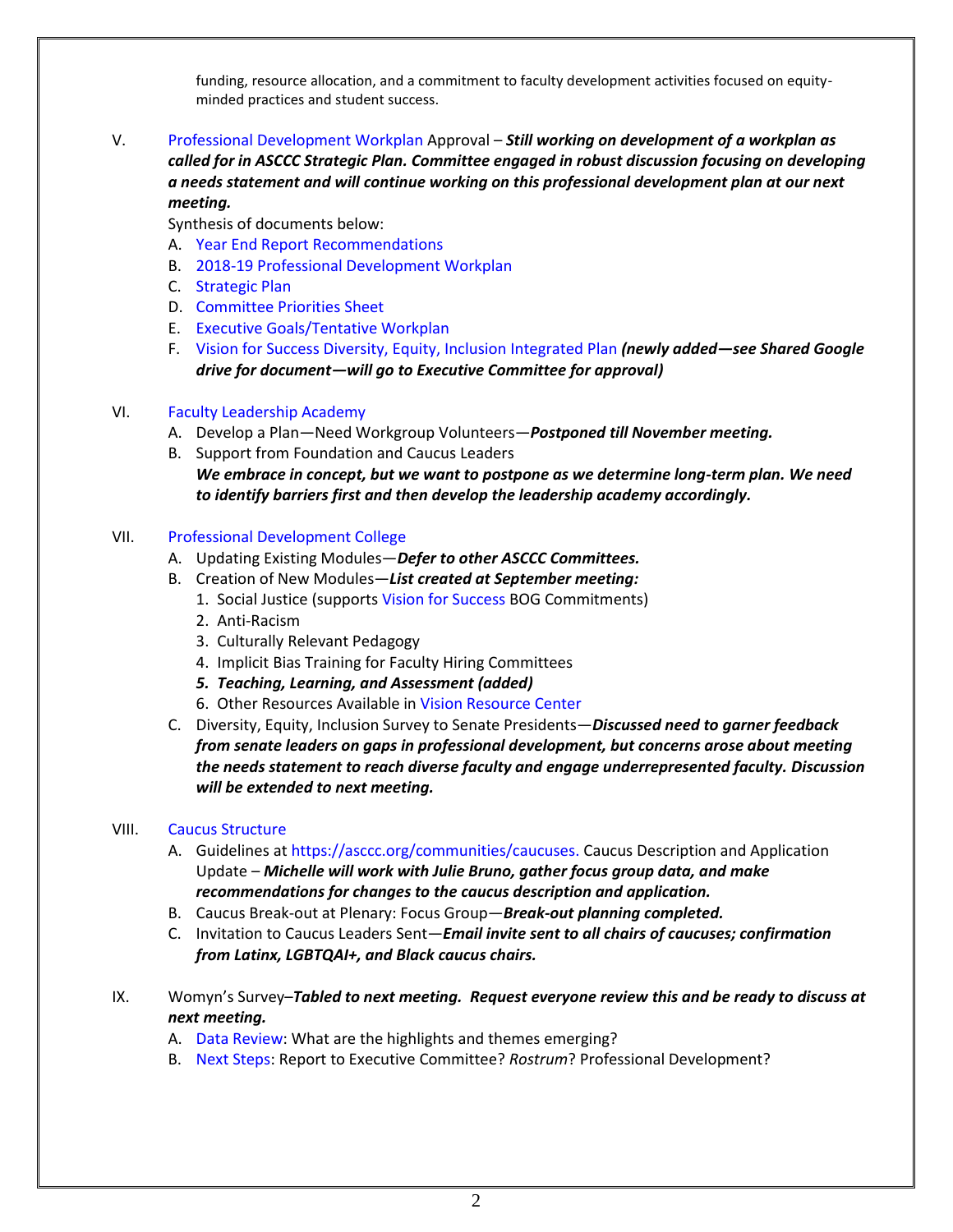funding, resource allocation, and a commitment to faculty development activities focused on equity-minded practices and student success.

V. Professional Development Workplan Approval – ***Still working on development of a workplan as called for in ASCCC Strategic Plan. Committee engaged in robust discussion focusing on developing a needs statement and will continue working on this professional development plan at our next meeting.***

   Synthesis of documents below:

   A. Year End Report Recommendations
   B. 2018-19 Professional Development Workplan
   C. Strategic Plan
   D. Committee Priorities Sheet
   E. Executive Goals/Tentative Workplan
   F. Vision for Success Diversity, Equity, Inclusion Integrated Plan ***(newly added—see Shared Google drive for document—will go to Executive Committee for approval)***

VI. Faculty Leadership Academy

   A. Develop a Plan—Need Workgroup Volunteers—***Postponed till November meeting.***
   B. Support from Foundation and Caucus Leaders
      ***We embrace in concept, but we want to postpone as we determine long-term plan. We need to identify barriers first and then develop the leadership academy accordingly.***

VII. Professional Development College

   A. Updating Existing Modules—***Defer to other ASCCC Committees.***
   B. Creation of New Modules—***List created at September meeting:***
      1. Social Justice (supports Vision for Success BOG Commitments)
      2. Anti-Racism
      3. Culturally Relevant Pedagogy
      4. Implicit Bias Training for Faculty Hiring Committees
      5. ***Teaching, Learning, and Assessment (added)***
      6. Other Resources Available in Vision Resource Center
   C. Diversity, Equity, Inclusion Survey to Senate Presidents—***Discussed need to garner feedback from senate leaders on gaps in professional development, but concerns arose about meeting the needs statement to reach diverse faculty and engage underrepresented faculty. Discussion will be extended to next meeting.***

VIII. Caucus Structure

   A. Guidelines at https://asccc.org/communities/caucuses. Caucus Description and Application Update – ***Michelle will work with Julie Bruno, gather focus group data, and make recommendations for changes to the caucus description and application.***
   B. Caucus Break-out at Plenary: Focus Group—***Break-out planning completed.***
   C. Invitation to Caucus Leaders Sent—***Email invite sent to all chairs of caucuses; confirmation from Latinx, LGBTQAI+, and Black caucus chairs.***

IX. Womyn's Survey–***Tabled to next meeting. Request everyone review this and be ready to discuss at next meeting.***

   A. Data Review: What are the highlights and themes emerging?
   B. Next Steps: Report to Executive Committee? *Rostrum*? Professional Development?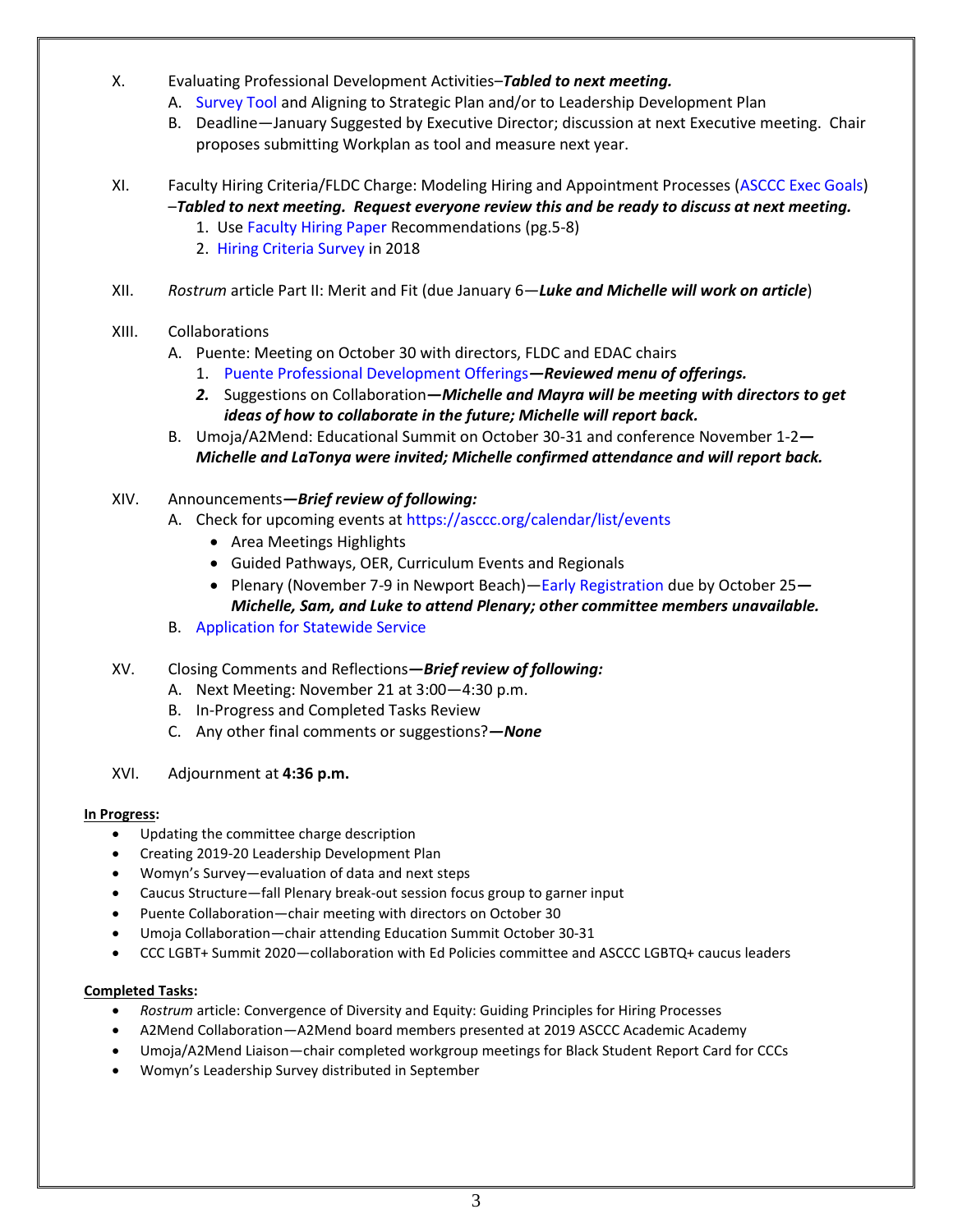X. Evaluating Professional Development Activities–***Tabled to next meeting.***

   A. Survey Tool and Aligning to Strategic Plan and/or to Leadership Development Plan

   B. Deadline—January Suggested by Executive Director; discussion at next Executive meeting. Chair proposes submitting Workplan as tool and measure next year.

XI. Faculty Hiring Criteria/FLDC Charge: Modeling Hiring and Appointment Processes (ASCCC Exec Goals) –***Tabled to next meeting. Request everyone review this and be ready to discuss at next meeting.***

   1. Use Faculty Hiring Paper Recommendations (pg.5-8)
   2. Hiring Criteria Survey in 2018

XII. *Rostrum* article Part II: Merit and Fit (due January 6—***Luke and Michelle will work on article***)

XIII. Collaborations

   A. Puente: Meeting on October 30 with directors, FLDC and EDAC chairs

      1. Puente Professional Development Offerings***—Reviewed menu of offerings.***
      2. Suggestions on Collaboration***—Michelle and Mayra will be meeting with directors to get ideas of how to collaborate in the future; Michelle will report back.***

   B. Umoja/A2Mend: Educational Summit on October 30-31 and conference November 1-2—***Michelle and LaTonya were invited; Michelle confirmed attendance and will report back.***

XIV. Announcements***—Brief review of following:***

   A. Check for upcoming events at https://asccc.org/calendar/list/events

      - Area Meetings Highlights
      - Guided Pathways, OER, Curriculum Events and Regionals
      - Plenary (November 7-9 in Newport Beach)—Early Registration due by October 25—***Michelle, Sam, and Luke to attend Plenary; other committee members unavailable.***

   B. Application for Statewide Service

XV. Closing Comments and Reflections***—Brief review of following:***

   A. Next Meeting: November 21 at 3:00—4:30 p.m.

   B. In-Progress and Completed Tasks Review

   C. Any other final comments or suggestions?***—None***

XVI. Adjournment at **4:36 p.m.**

**In Progress:**

- Updating the committee charge description
- Creating 2019-20 Leadership Development Plan
- Womyn's Survey—evaluation of data and next steps
- Caucus Structure—fall Plenary break-out session focus group to garner input
- Puente Collaboration—chair meeting with directors on October 30
- Umoja Collaboration—chair attending Education Summit October 30-31
- CCC LGBT+ Summit 2020—collaboration with Ed Policies committee and ASCCC LGBTQ+ caucus leaders

**Completed Tasks:**

- *Rostrum* article: Convergence of Diversity and Equity: Guiding Principles for Hiring Processes
- A2Mend Collaboration—A2Mend board members presented at 2019 ASCCC Academic Academy
- Umoja/A2Mend Liaison—chair completed workgroup meetings for Black Student Report Card for CCCs
- Womyn's Leadership Survey distributed in September